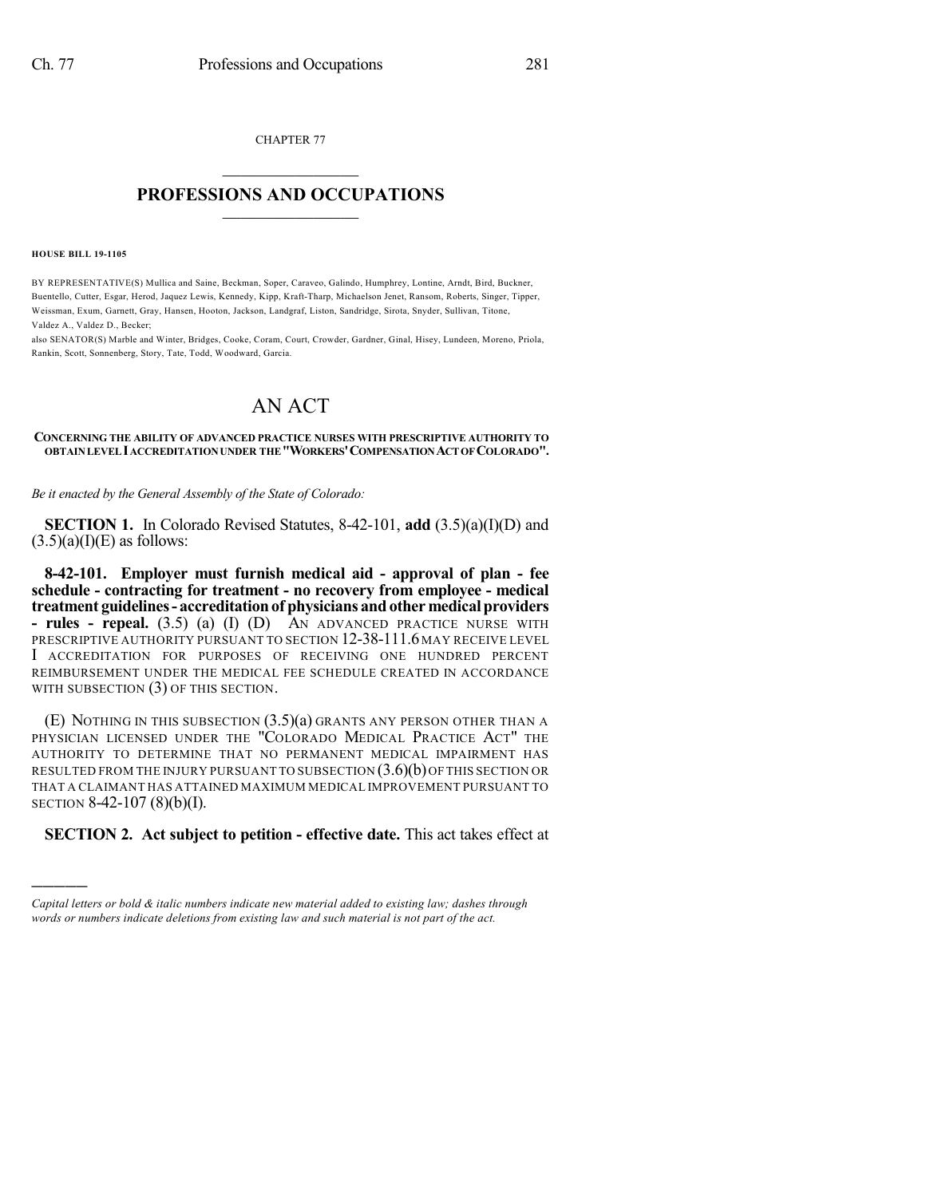CHAPTER 77

# PROFESSIONS AND OCCUPATIONS

**HOUSE BILL 19-1105**

BY REPRESENTATIVE(S) Mullica and Saine, Beckman, Soper, Caraveo, Galindo, Humphrey, Lontine, Arndt, Bird, Buckner, Buentello, Cutter, Esgar, Herod, Jaquez Lewis, Kennedy, Kipp, Kraft-Tharp, Michaelson Jenet, Ransom, Roberts, Singer, Tipper, Weissman, Exum, Garnett, Gray, Hansen, Hooton, Jackson, Landgraf, Liston, Sandridge, Sirota, Snyder, Sullivan, Titone, Valdez A., Valdez D., Becker;

also SENATOR(S) Marble and Winter, Bridges, Cooke, Coram, Court, Crowder, Gardner, Ginal, Hisey, Lundeen, Moreno, Priola, Rankin, Scott, Sonnenberg, Story, Tate, Todd, Woodward, Garcia.

# AN ACT

**CONCERNING THE ABILITY OF ADVANCED PRACTICE NURSES WITH PRESCRIPTIVE AUTHORITY TO OBTAIN LEVEL I ACCREDITATION UNDER THE "WORKERS' COMPENSATION ACT OF COLORADO".**

*Be it enacted by the General Assembly of the State of Colorado:*

**SECTION 1.** In Colorado Revised Statutes, 8-42-101, **add** (3.5)(a)(I)(D) and (3.5)(a)(I)(E) as follows:

**8-42-101. Employer must furnish medical aid - approval of plan - fee schedule - contracting for treatment - no recovery from employee - medical treatment guidelines - accreditation of physicians and other medical providers - rules - repeal.** (3.5) (a) (I) (D) AN ADVANCED PRACTICE NURSE WITH PRESCRIPTIVE AUTHORITY PURSUANT TO SECTION 12-38-111.6 MAY RECEIVE LEVEL I ACCREDITATION FOR PURPOSES OF RECEIVING ONE HUNDRED PERCENT REIMBURSEMENT UNDER THE MEDICAL FEE SCHEDULE CREATED IN ACCORDANCE WITH SUBSECTION (3) OF THIS SECTION.

(E) NOTHING IN THIS SUBSECTION (3.5)(a) GRANTS ANY PERSON OTHER THAN A PHYSICIAN LICENSED UNDER THE "COLORADO MEDICAL PRACTICE ACT" THE AUTHORITY TO DETERMINE THAT NO PERMANENT MEDICAL IMPAIRMENT HAS RESULTED FROM THE INJURY PURSUANT TO SUBSECTION (3.6)(b) OF THIS SECTION OR THAT A CLAIMANT HAS ATTAINED MAXIMUM MEDICAL IMPROVEMENT PURSUANT TO SECTION 8-42-107 (8)(b)(I).

**SECTION 2. Act subject to petition - effective date.** This act takes effect at

---

*Capital letters or bold & italic numbers indicate new material added to existing law; dashes through words or numbers indicate deletions from existing law and such material is not part of the act.*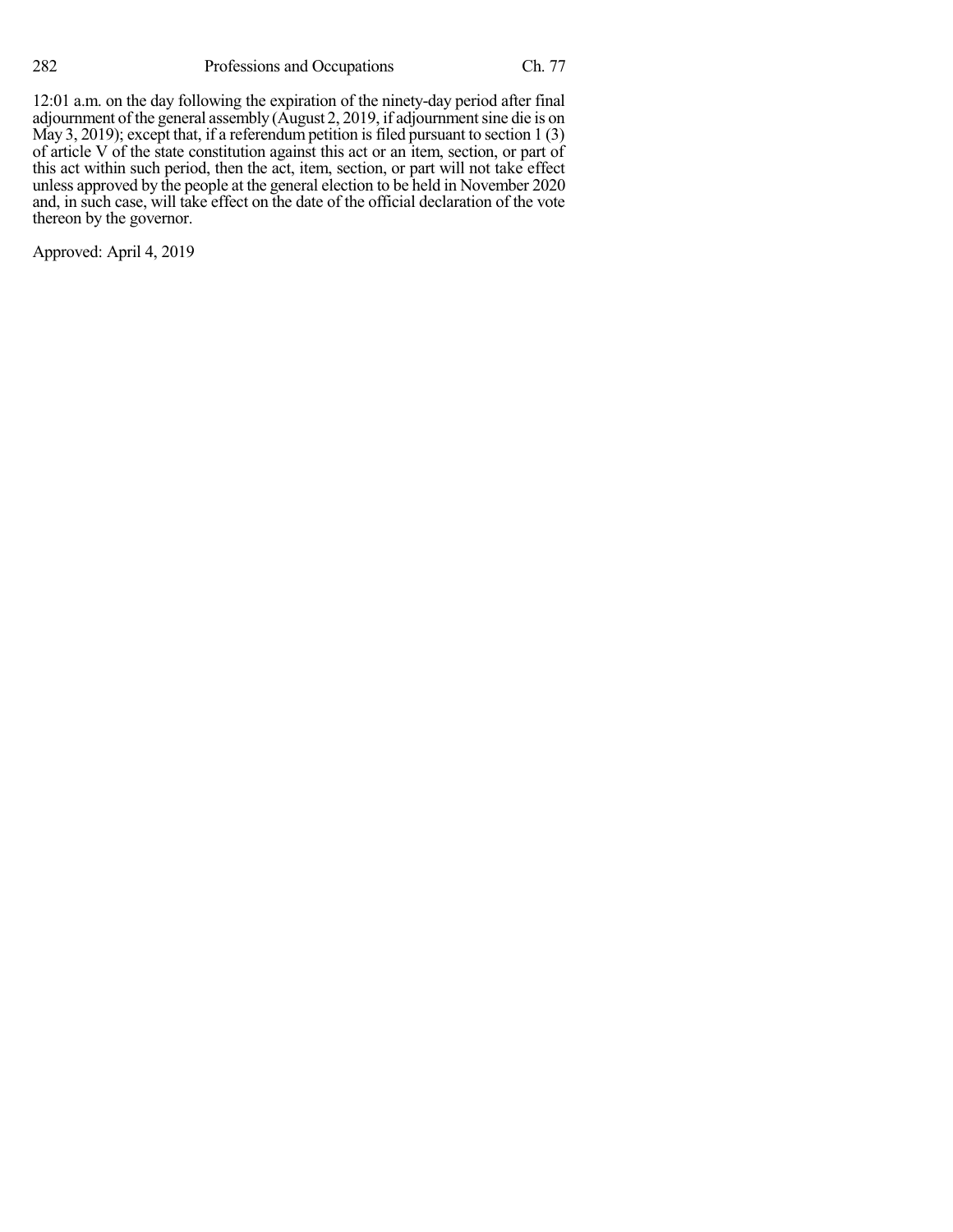12:01 a.m. on the day following the expiration of the ninety-day period after final adjournment of the general assembly (August 2, 2019, if adjournment sine die is on May 3, 2019); except that, if a referendum petition is filed pursuant to section 1 (3) of article V of the state constitution against this act or an item, section, or part of this act within such period, then the act, item, section, or part will not take effect unless approved by the people at the general election to be held in November 2020 and, in such case, will take effect on the date of the official declaration of the vote thereon by the governor.

Approved: April 4, 2019